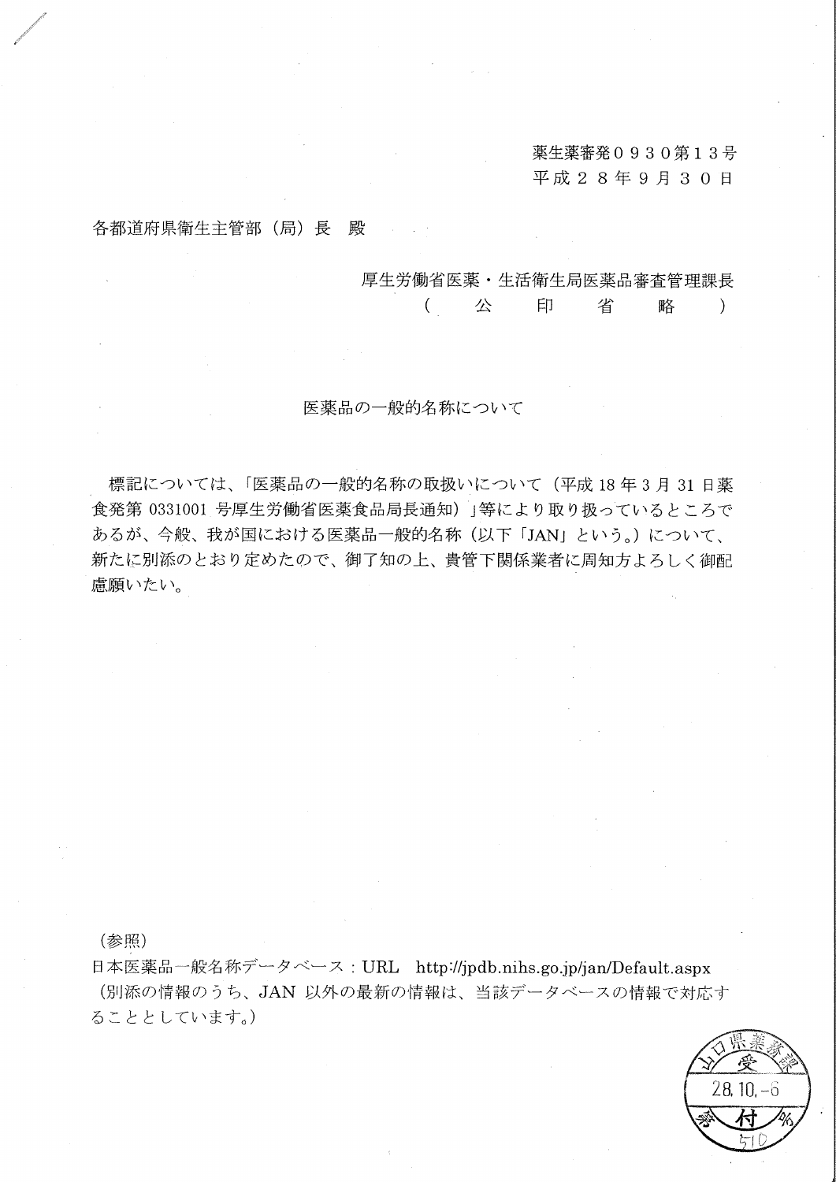薬生薬審発０９３０第１３号
平成２８年９月３０日

各都道府県衛生主管部（局）長　殿

厚生労働省医薬・生活衛生局医薬品審査管理課長
（　公　印　省　略　）

## 医薬品の一般的名称について

標記については、「医薬品の一般的名称の取扱いについて（平成 18 年 3 月 31 日薬食発第 0331001 号厚生労働省医薬食品局長通知）」等により取り扱っているところであるが、今般、我が国における医薬品一般的名称（以下「JAN」という。）について、新たに別添のとおり定めたので、御了知の上、貴管下関係業者に周知方よろしく御配慮願いたい。

（参照）
日本医薬品一般名称データベース：URL　http://jpdb.nihs.go.jp/jan/Default.aspx
（別添の情報のうち、JAN 以外の最新の情報は、当該データベースの情報で対応することとしています。）

山口県薬務課 受 28.10.-6 付 510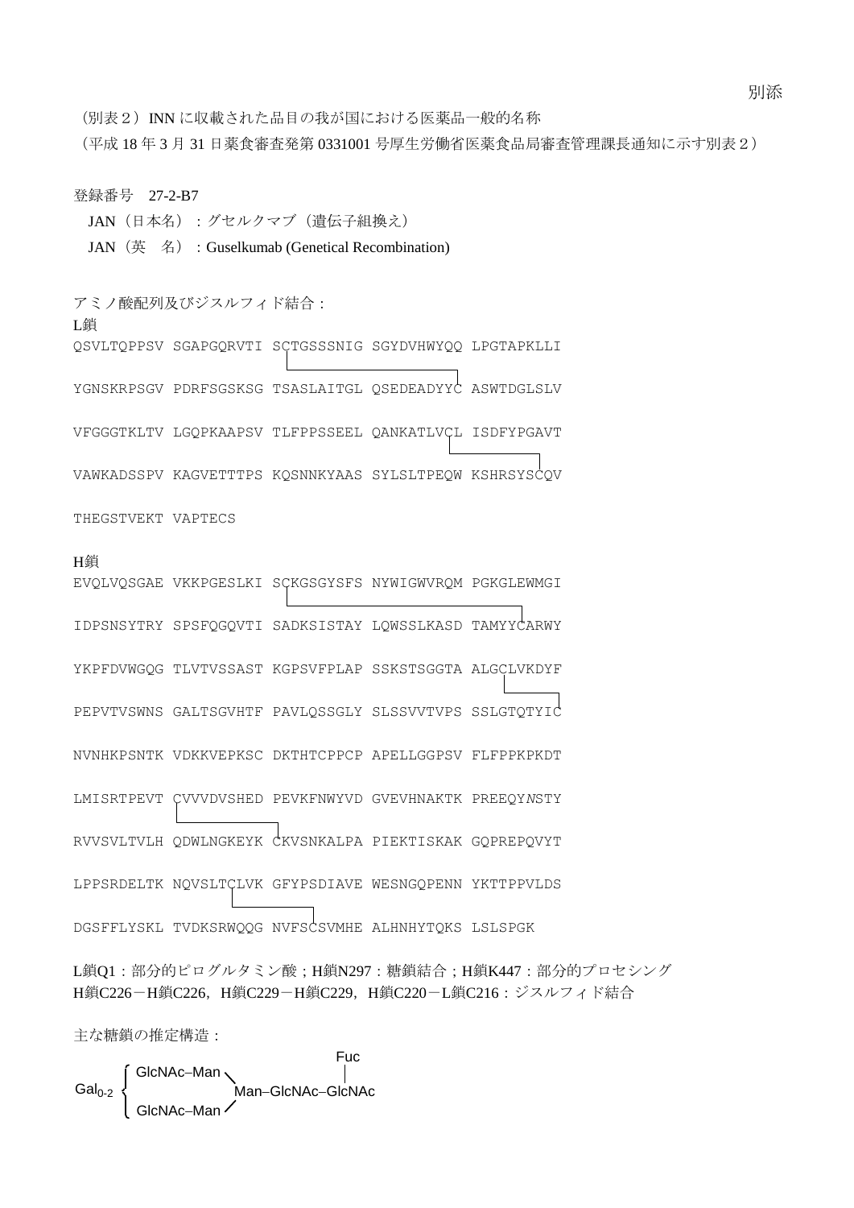別添

（別表２）INN に収載された品目の我が国における医薬品一般的名称
（平成 18 年 3 月 31 日薬食審査発第 0331001 号厚生労働省医薬食品局審査管理課長通知に示す別表２）

登録番号　27-2-B7

JAN（日本名）：グセルクマブ（遺伝子組換え）

JAN（英　名）：Guselkumab (Genetical Recombination)

アミノ酸配列及びジスルフィド結合：

L鎖

```
QSVLTQPPSV SGAPGQRVTI SCTGSSSNIG SGYDVHWYQQ LPGTAPKLLI

YGNSKRPSGV PDRFSGSKSG TSASLAITGL QSEDEADYYC ASWTDGLSLV

VFGGGTKLTV LGQPKAAPSV TLFPPSSEEL QANKATLVCL ISDFYPGAVT

VAWKADSSPV KAGVETTTPS KQSNNKYAAS SYLSLTPEQW KSHRSYSCQV

THEGSTVEKT VAPTECS
```

H鎖

```
EVQLVQSGAE VKKPGESLKI SCKGSGYSFS NYWIGWVRQM PGKGLEWMGI

IDPSNSYTRY SPSFQGQVTI SADKSISTAY LQWSSLKASD TAMYYCARWY

YKPFDVWGQG TLVTVSSAST KGPSVFPLAP SSKSTSGGTA ALGCLVKDYF

PEPVTVSWNS GALTSGVHTF PAVLQSSGLY SLSSVVTVPS SSLGTQTYIC

NVNHKPSNTK VDKKVEPKSC DKTHTCPPCP APELLGGPSV FLFPPKPKDT

LMISRTPEVT CVVVDVSHED PEVKFNWYVD GVEVHNAKTK PREEQYNSTY

RVVSVLTVLH QDWLNGKEYK CKVSNKALPA PIEKTISKAK GQPREPQVYT

LPPSRDELTK NQVSLTCLVK GFYPSDIAVE WESNGQPENN YKTTPPVLDS

DGSFFLYSKL TVDKSRWQQG NVFSCSVMHE ALHNHYTQKS LSLSPGK
```

L鎖Q1：部分的ピログルタミン酸；H鎖N297：糖鎖結合；H鎖K447：部分的プロセシング
H鎖C226－H鎖C226，H鎖C229－H鎖C229，H鎖C220－L鎖C216：ジスルフィド結合

主な糖鎖の推定構造：

```
                                  Fuc
        ┌ GlcNAc–Man ╲            |
Gal0-2 ┤              Man–GlcNAc–GlcNAc
        └ GlcNAc–Man ╱
```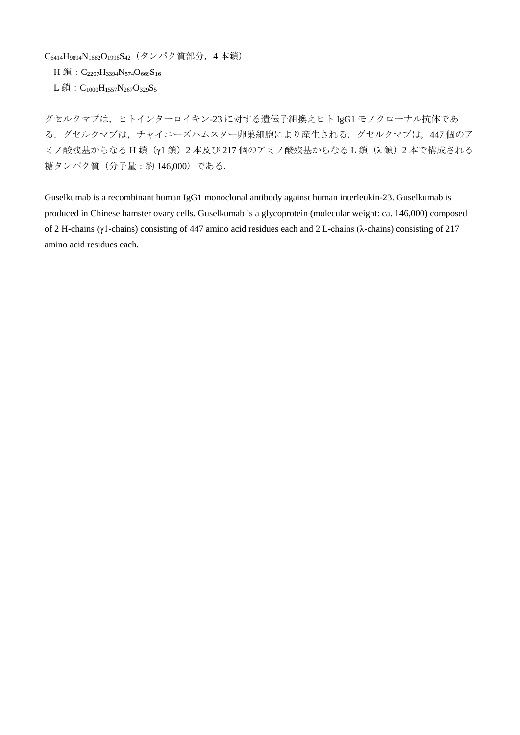$C_{6414}H_{9894}N_{1682}O_{1996}S_{42}$（タンパク質部分，4 本鎖）

H 鎖：$C_{2207}H_{3394}N_{574}O_{669}S_{16}$

L 鎖：$C_{1000}H_{1557}N_{267}O_{329}S_{5}$

グセルクマブは，ヒトインターロイキン-23 に対する遺伝子組換えヒト IgG1 モノクローナル抗体である．グセルクマブは，チャイニーズハムスター卵巣細胞により産生される．グセルクマブは，447 個のアミノ酸残基からなる H 鎖（γ1 鎖）2 本及び 217 個のアミノ酸残基からなる L 鎖（λ 鎖）2 本で構成される糖タンパク質（分子量：約 146,000）である．

Guselkumab is a recombinant human IgG1 monoclonal antibody against human interleukin-23. Guselkumab is produced in Chinese hamster ovary cells. Guselkumab is a glycoprotein (molecular weight: ca. 146,000) composed of 2 H-chains (γ1-chains) consisting of 447 amino acid residues each and 2 L-chains (λ-chains) consisting of 217 amino acid residues each.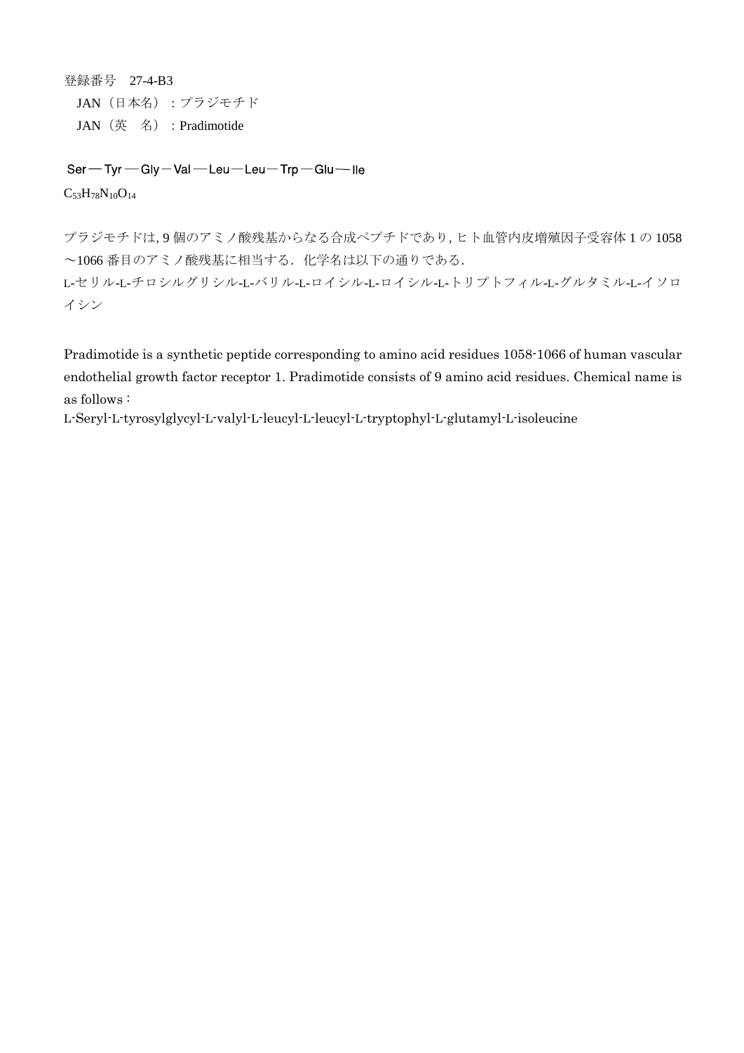登録番号　27-4-B3

JAN（日本名）：プラジモチド

JAN（英　名）：Pradimotide

Ser — Tyr — Gly — Val — Leu — Leu — Trp — Glu — Ile

$C_{53}H_{78}N_{10}O_{14}$

プラジモチドは, 9 個のアミノ酸残基からなる合成ペプチドであり, ヒト血管内皮増殖因子受容体 1 の 1058 ～1066 番目のアミノ酸残基に相当する．化学名は以下の通りである．

L-セリル-L-チロシルグリシル-L-バリル-L-ロイシル-L-ロイシル-L-トリプトフィル-L-グルタミル-L-イソロイシン

Pradimotide is a synthetic peptide corresponding to amino acid residues 1058-1066 of human vascular endothelial growth factor receptor 1. Pradimotide consists of 9 amino acid residues. Chemical name is as follows：

L-Seryl-L-tyrosylglycyl-L-valyl-L-leucyl-L-leucyl-L-tryptophyl-L-glutamyl-L-isoleucine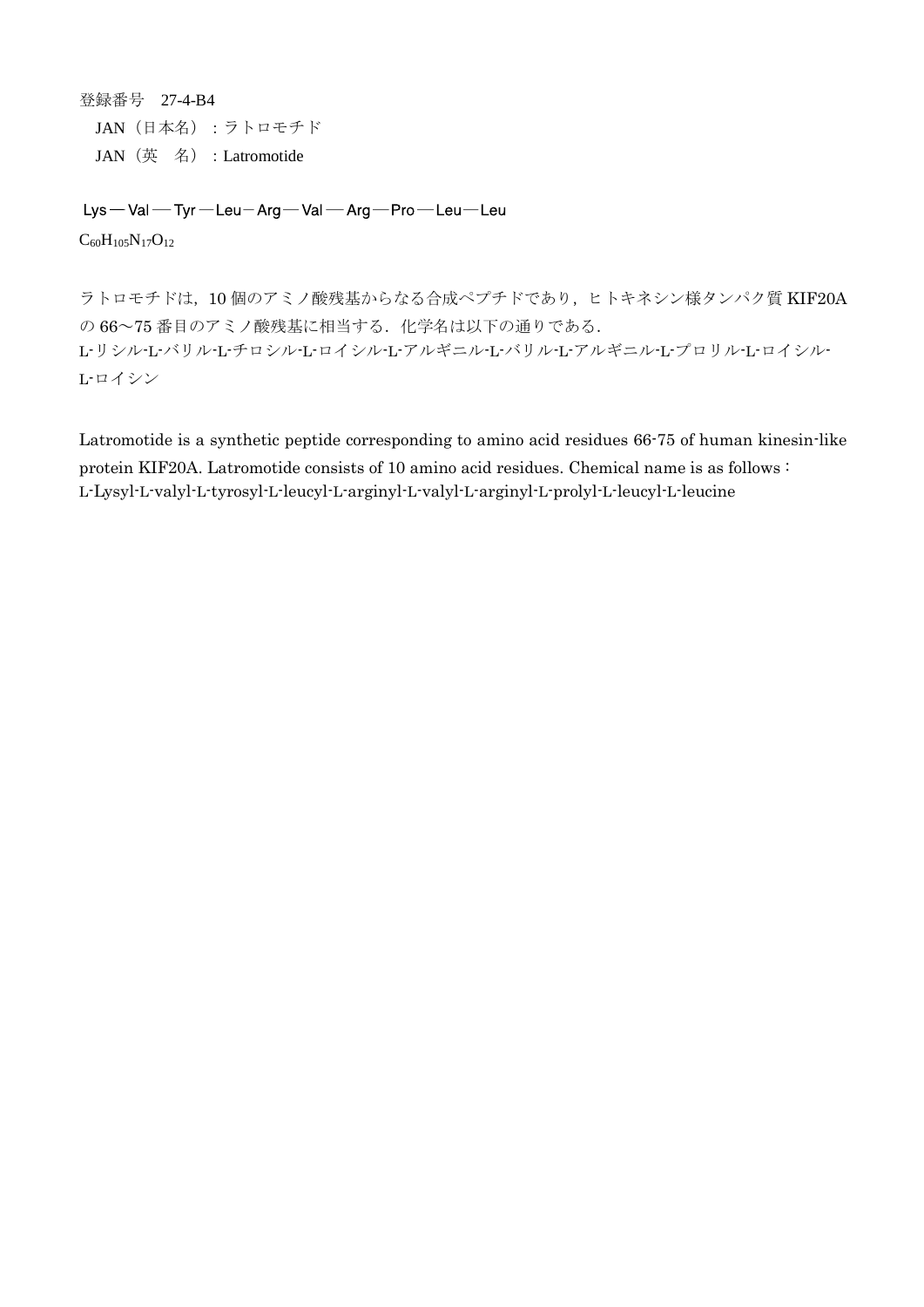登録番号　27-4-B4

JAN（日本名）：ラトロモチド

JAN（英　名）：Latromotide

Lys — Val — Tyr — Leu — Arg — Val — Arg — Pro — Leu — Leu

$C_{60}H_{105}N_{17}O_{12}$

ラトロモチドは，10 個のアミノ酸残基からなる合成ペプチドであり，ヒトキネシン様タンパク質 KIF20A の 66～75 番目のアミノ酸残基に相当する．化学名は以下の通りである．
L-リシル-L-バリル-L-チロシル-L-ロイシル-L-アルギニル-L-バリル-L-アルギニル-L-プロリル-L-ロイシル-L-ロイシン

Latromotide is a synthetic peptide corresponding to amino acid residues 66-75 of human kinesin-like protein KIF20A. Latromotide consists of 10 amino acid residues. Chemical name is as follows :
L-Lysyl-L-valyl-L-tyrosyl-L-leucyl-L-arginyl-L-valyl-L-arginyl-L-prolyl-L-leucyl-L-leucine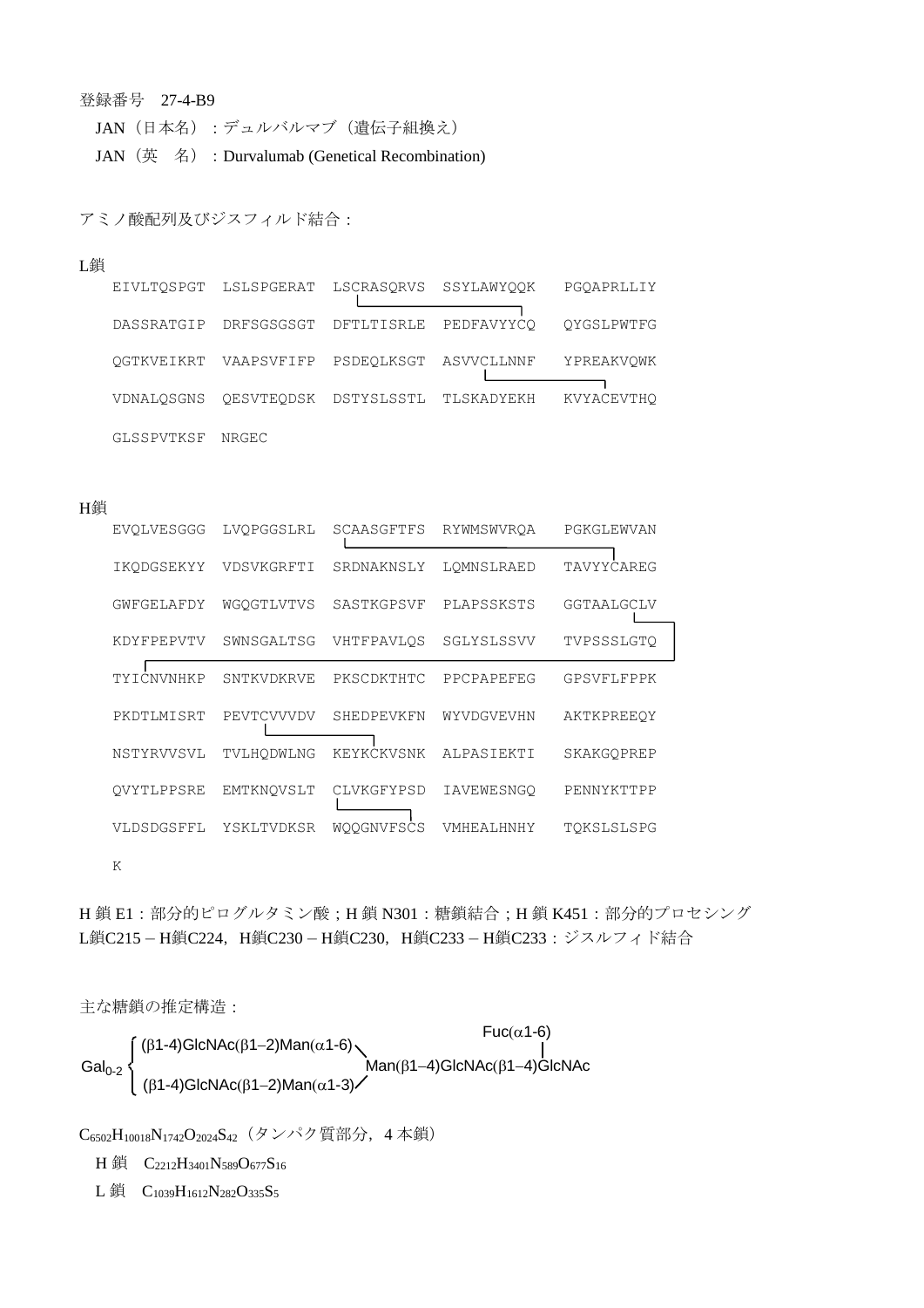登録番号　27-4-B9

JAN（日本名）：デュルバルマブ（遺伝子組換え）

JAN（英　名）：Durvalumab (Genetical Recombination)

アミノ酸配列及びジスフィルド結合：

L鎖

```
EIVLTQSPGT  LSLSPGERAT  LSCRASQRVS  SSYLAWYQQK  PGQAPRLLIY
DASSRATGIP  DRFSGSGSGT  DFTLTISRLE  PEDFAVYYCQ  QYGSLPWTFG
QGTKVEIKRT  VAAPSVFIFP  PSDEQLKSGT  ASVVCLLNNF  YPREAKVQWK
VDNALQSGNS  QESVTEQDSK  DSTYSLSSTL  TLSKADYEKH  KVYACEVTHQ
GLSSPVTKSF  NRGEC
```

H鎖

```
EVQLVESGGG  LVQPGGSLRL  SCAASGFTFS  RYWMSWVRQA  PGKGLEWVAN
IKQDGSEKYY  VDSVKGRFTI  SRDNAKNSLY  LQMNSLRAED  TAVYYCAREG
GWFGELAFDY  WGQGTLVTVS  SASTKGPSVF  PLAPSSKSTS  GGTAALGCLV
KDYFPEPVTV  SWNSGALTSG  VHTFPAVLQS  SGLYSLSSVV  TVPSSSLGTQ
TYICNVNHKP  SNTKVDKRVE  PKSCDKTHTC  PPCPAPEFEG  GPSVFLFPPK
PKDTLMISRT  PEVTCVVVDV  SHEDPEVKFN  WYVDGVEVHN  AKTKPREEQY
NSTYRVVSVL  TVLHQDWLNG  KEYKCKVSNK  ALPASIEKTI  SKAKGQPREP
QVYTLPPSRE  EMTKNQVSLT  CLVKGFYPSD  IAVEWESNGQ  PENNYKTTPP
VLDSDGSFFL  YSKLTVDKSR  WQQGNVFSCS  VMHEALHNHY  TQKSLSLSPG
K
```

H 鎖 E1：部分的ピログルタミン酸；H 鎖 N301：糖鎖結合；H 鎖 K451：部分的プロセシング

L鎖C215－H鎖C224，H鎖C230－H鎖C230，H鎖C233－H鎖C233：ジスルフィド結合

主な糖鎖の推定構造：

```
                                                       Fuc(α1-6)
        ⎧ (β1-4)GlcNAc(β1–2)Man(α1-6)╲                    |
Gal0-2 ⎨                               Man(β1–4)GlcNAc(β1–4)GlcNAc
        ⎩ (β1-4)GlcNAc(β1–2)Man(α1-3)╱
```

$C_{6502}H_{10018}N_{1742}O_{2024}S_{42}$（タンパク質部分，4 本鎖）

H 鎖　$C_{2212}H_{3401}N_{589}O_{677}S_{16}$

L 鎖　$C_{1039}H_{1612}N_{282}O_{335}S_{5}$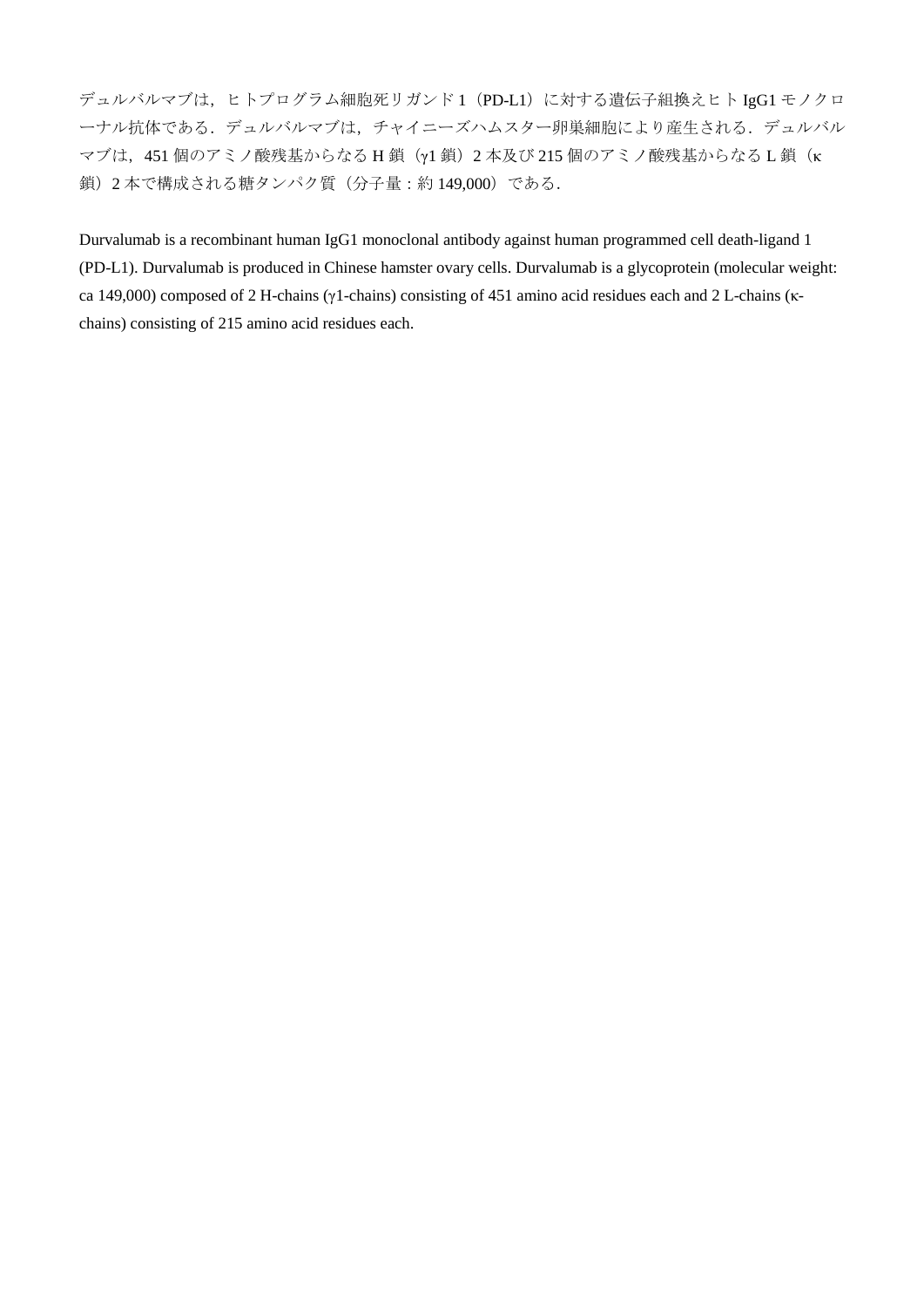デュルバルマブは，ヒトプログラム細胞死リガンド 1（PD-L1）に対する遺伝子組換えヒト IgG1 モノクローナル抗体である．デュルバルマブは，チャイニーズハムスター卵巣細胞により産生される．デュルバルマブは，451 個のアミノ酸残基からなる H 鎖（γ1 鎖）2 本及び 215 個のアミノ酸残基からなる L 鎖（κ 鎖）2 本で構成される糖タンパク質（分子量：約 149,000）である．

Durvalumab is a recombinant human IgG1 monoclonal antibody against human programmed cell death-ligand 1 (PD-L1). Durvalumab is produced in Chinese hamster ovary cells. Durvalumab is a glycoprotein (molecular weight: ca 149,000) composed of 2 H-chains (γ1-chains) consisting of 451 amino acid residues each and 2 L-chains (κ-chains) consisting of 215 amino acid residues each.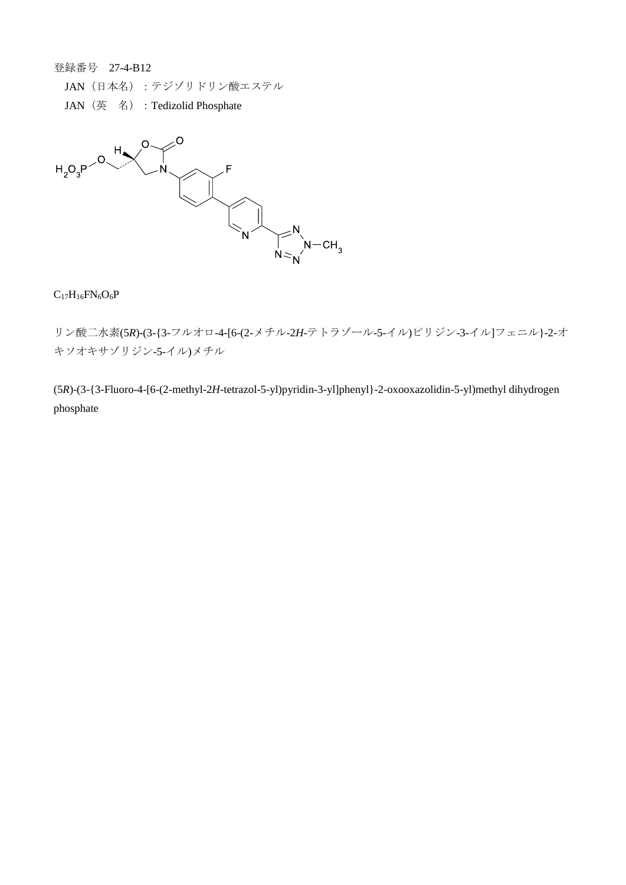登録番号　27-4-B12

JAN（日本名）：テジゾリドリン酸エステル

JAN（英　名）：Tedizolid Phosphate

$C_{17}H_{16}FN_6O_6P$

リン酸二水素(5*R*)-(3-{3-フルオロ-4-[6-(2-メチル-2*H*-テトラゾール-5-イル)ピリジン-3-イル]フェニル}-2-オキソオキサゾリジン-5-イル)メチル

(5*R*)-(3-{3-Fluoro-4-[6-(2-methyl-2*H*-tetrazol-5-yl)pyridin-3-yl]phenyl}-2-oxooxazolidin-5-yl)methyl dihydrogen phosphate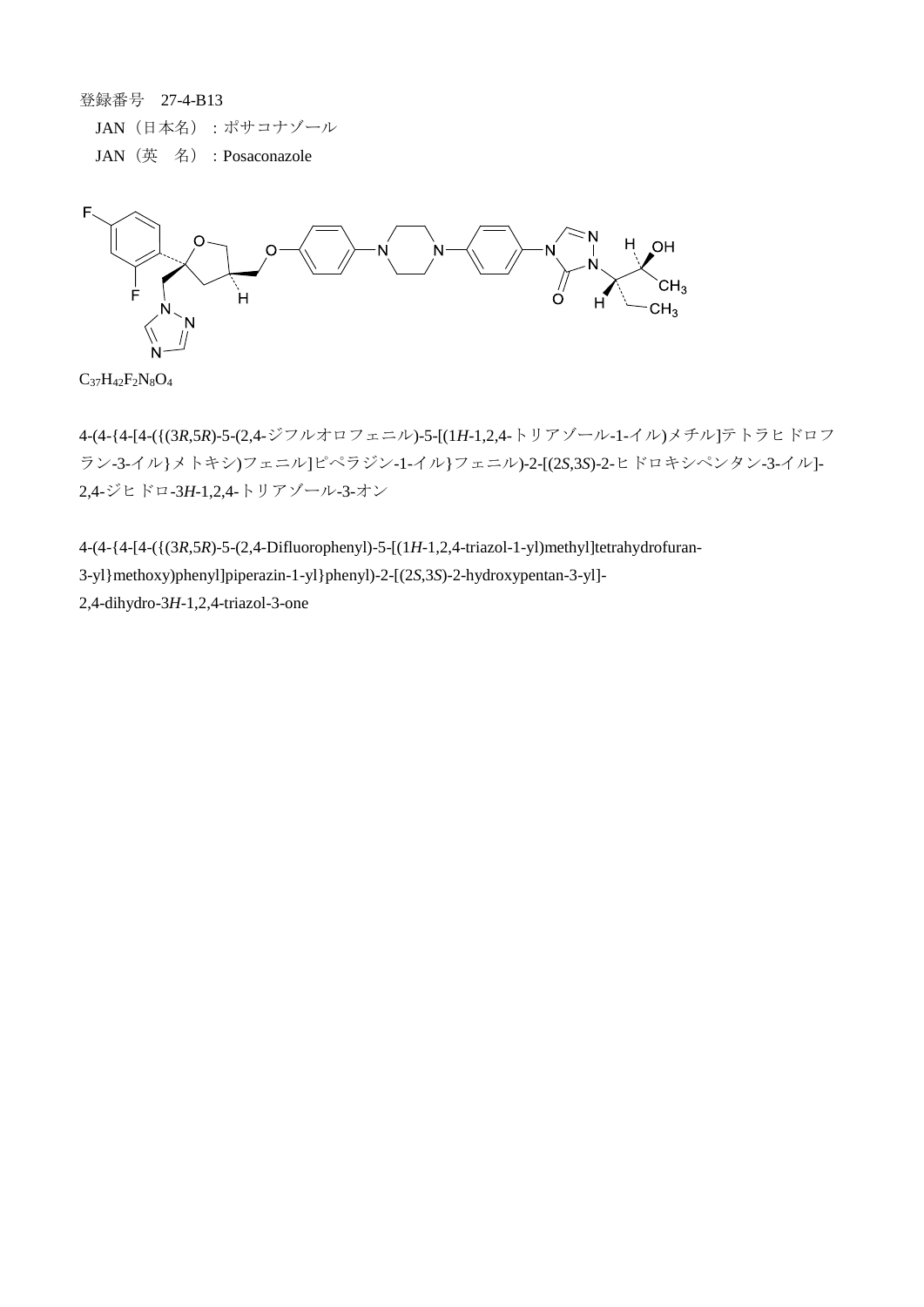登録番号　27-4-B13

JAN（日本名）：ポサコナゾール

JAN（英　名）：Posaconazole

$C_{37}H_{42}F_2N_8O_4$

4-(4-{4-[4-({(3*R*,5*R*)-5-(2,4-ジフルオロフェニル)-5-[(1*H*-1,2,4-トリアゾール-1-イル)メチル]テトラヒドロフラン-3-イル}メトキシ)フェニル]ピペラジン-1-イル}フェニル)-2-[(2*S*,3*S*)-2-ヒドロキシペンタン-3-イル]-2,4-ジヒドロ-3*H*-1,2,4-トリアゾール-3-オン

4-(4-{4-[4-({(3*R*,5*R*)-5-(2,4-Difluorophenyl)-5-[(1*H*-1,2,4-triazol-1-yl)methyl]tetrahydrofuran-3-yl}methoxy)phenyl]piperazin-1-yl}phenyl)-2-[(2*S*,3*S*)-2-hydroxypentan-3-yl]-2,4-dihydro-3*H*-1,2,4-triazol-3-one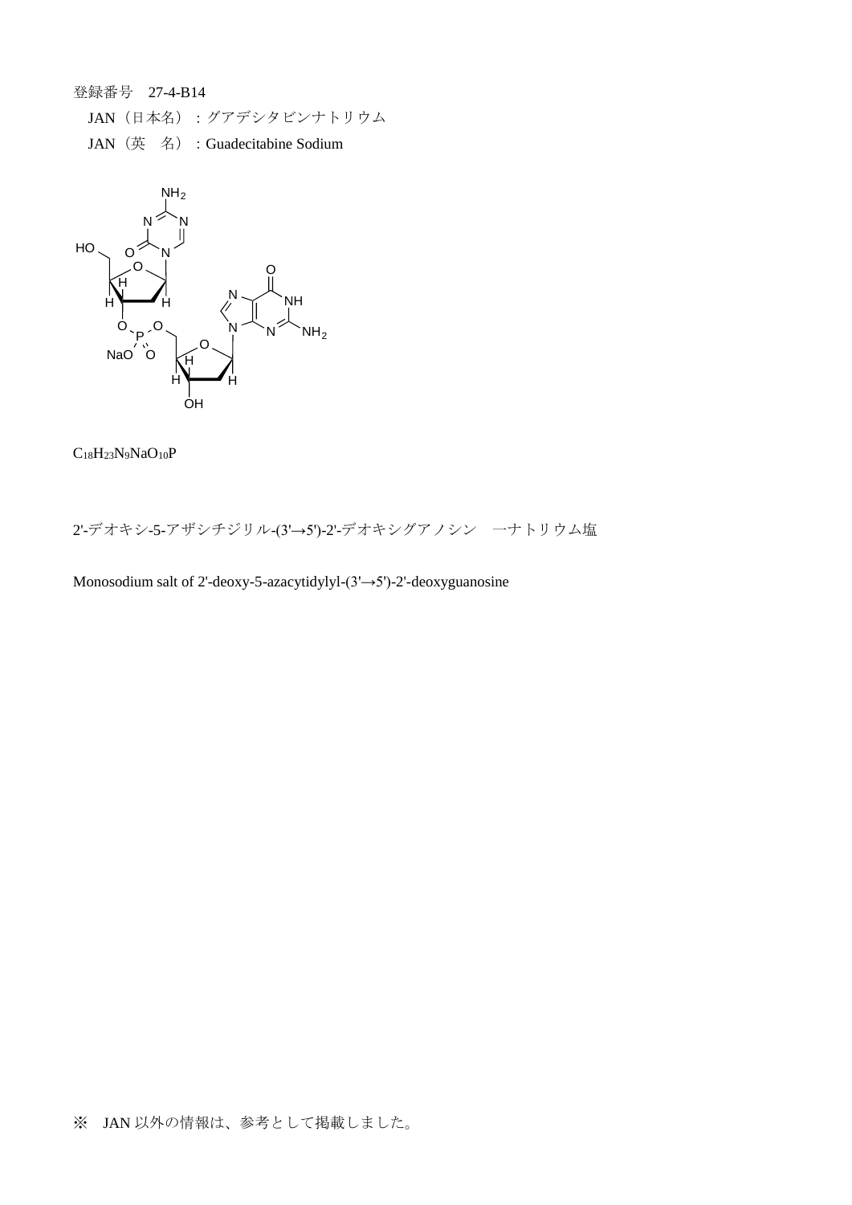登録番号　27-4-B14

JAN（日本名）：グアデシタビンナトリウム

JAN（英　名）：Guadecitabine Sodium

$C_{18}H_{23}N_9NaO_{10}P$

2'-デオキシ-5-アザシチジリル-(3'→5')-2'-デオキシグアノシン　一ナトリウム塩

Monosodium salt of 2'-deoxy-5-azacytidylyl-(3'→5')-2'-deoxyguanosine

※　JAN 以外の情報は、参考として掲載しました。